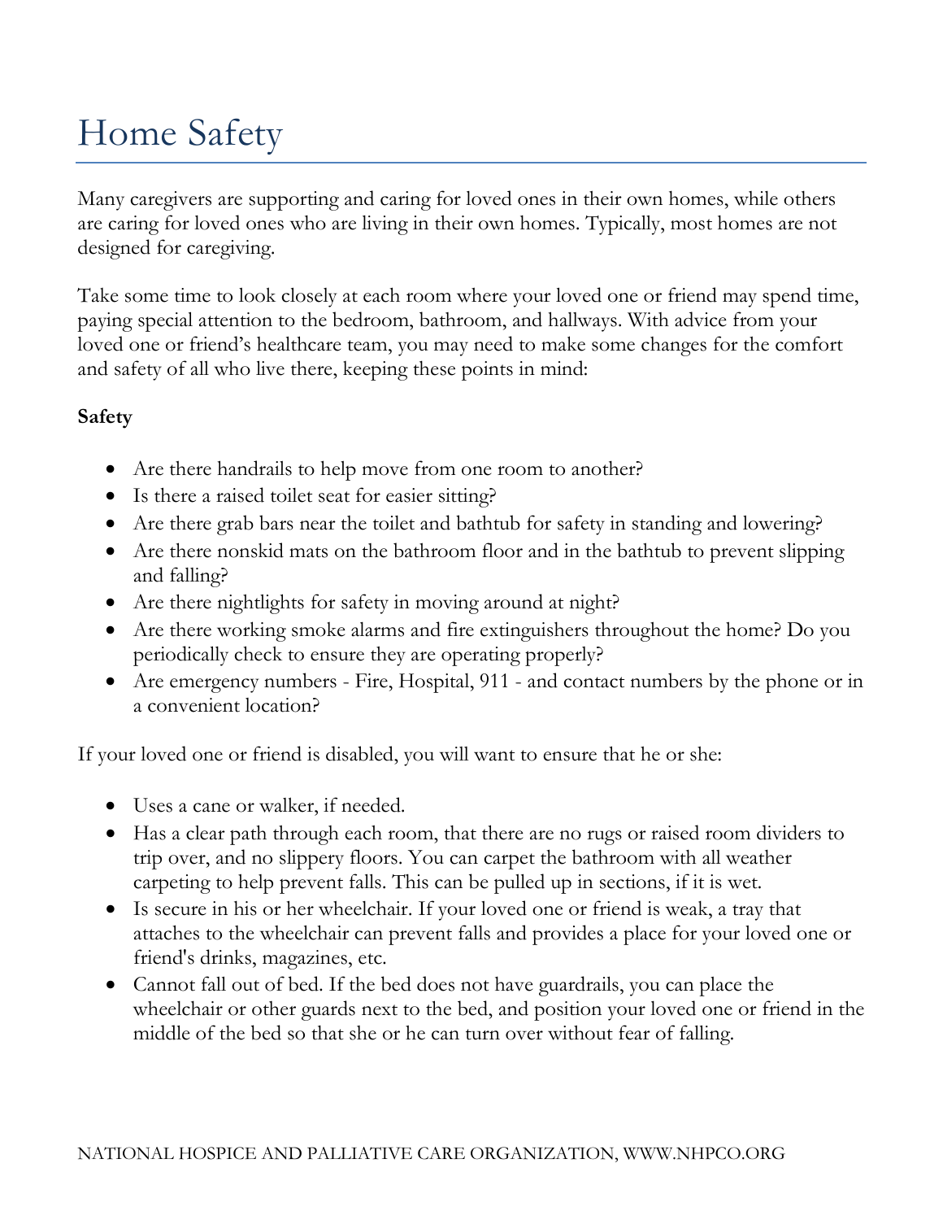# Home Safety

Many caregivers are supporting and caring for loved ones in their own homes, while others are caring for loved ones who are living in their own homes. Typically, most homes are not designed for caregiving.

Take some time to look closely at each room where your loved one or friend may spend time, paying special attention to the bedroom, bathroom, and hallways. With advice from your loved one or friend's healthcare team, you may need to make some changes for the comfort and safety of all who live there, keeping these points in mind:

**Safety**

- Are there handrails to help move from one room to another?
- Is there a raised toilet seat for easier sitting?
- Are there grab bars near the toilet and bathtub for safety in standing and lowering?
- Are there nonskid mats on the bathroom floor and in the bathtub to prevent slipping and falling?
- Are there nightlights for safety in moving around at night?
- Are there working smoke alarms and fire extinguishers throughout the home? Do you periodically check to ensure they are operating properly?
- Are emergency numbers - Fire, Hospital, 911 - and contact numbers by the phone or in a convenient location?

If your loved one or friend is disabled, you will want to ensure that he or she:

- Uses a cane or walker, if needed.
- Has a clear path through each room, that there are no rugs or raised room dividers to trip over, and no slippery floors. You can carpet the bathroom with all weather carpeting to help prevent falls. This can be pulled up in sections, if it is wet.
- Is secure in his or her wheelchair. If your loved one or friend is weak, a tray that attaches to the wheelchair can prevent falls and provides a place for your loved one or friend's drinks, magazines, etc.
- Cannot fall out of bed. If the bed does not have guardrails, you can place the wheelchair or other guards next to the bed, and position your loved one or friend in the middle of the bed so that she or he can turn over without fear of falling.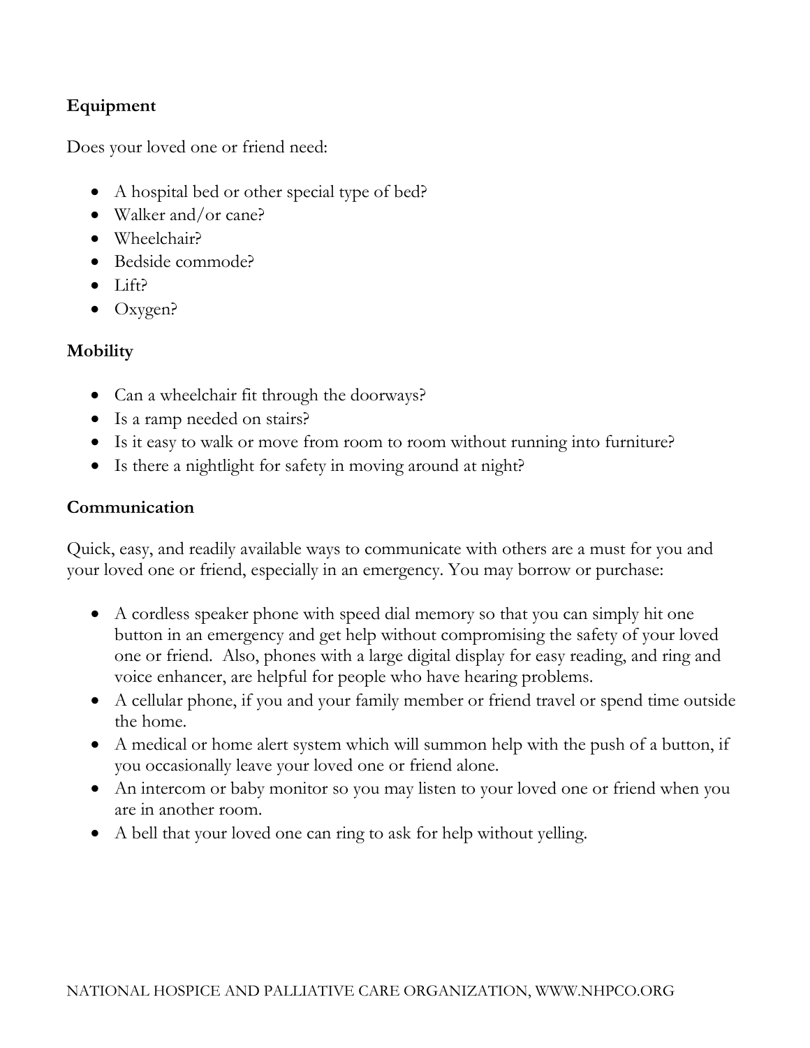**Equipment**

Does your loved one or friend need:

- A hospital bed or other special type of bed?
- Walker and/or cane?
- Wheelchair?
- Bedside commode?
- Lift?
- Oxygen?

**Mobility**

- Can a wheelchair fit through the doorways?
- Is a ramp needed on stairs?
- Is it easy to walk or move from room to room without running into furniture?
- Is there a nightlight for safety in moving around at night?

**Communication**

Quick, easy, and readily available ways to communicate with others are a must for you and your loved one or friend, especially in an emergency. You may borrow or purchase:

- A cordless speaker phone with speed dial memory so that you can simply hit one button in an emergency and get help without compromising the safety of your loved one or friend. Also, phones with a large digital display for easy reading, and ring and voice enhancer, are helpful for people who have hearing problems.
- A cellular phone, if you and your family member or friend travel or spend time outside the home.
- A medical or home alert system which will summon help with the push of a button, if you occasionally leave your loved one or friend alone.
- An intercom or baby monitor so you may listen to your loved one or friend when you are in another room.
- A bell that your loved one can ring to ask for help without yelling.